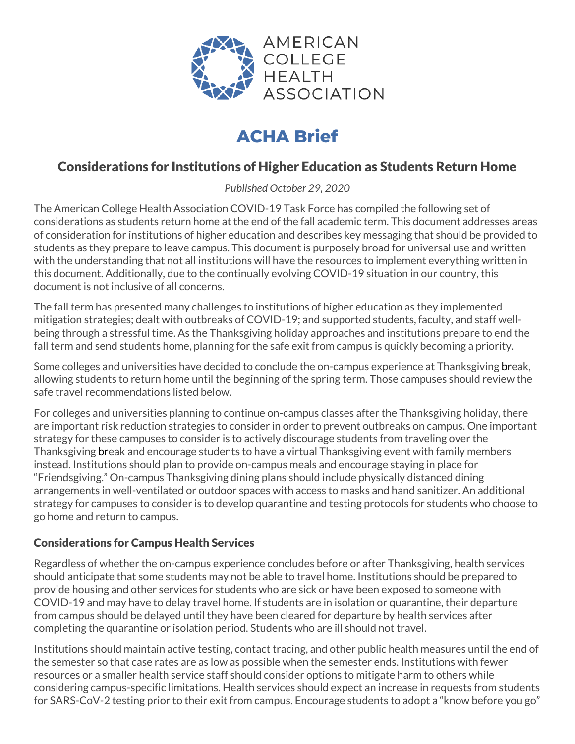AMERICAN COLLEGE HEALTH ASSOCIATION

# ACHA Brief

## Considerations for Institutions of Higher Education as Students Return Home

*Published October 29, 2020*

The American College Health Association COVID-19 Task Force has compiled the following set of considerations as students return home at the end of the fall academic term. This document addresses areas of consideration for institutions of higher education and describes key messaging that should be provided to students as they prepare to leave campus. This document is purposely broad for universal use and written with the understanding that not all institutions will have the resources to implement everything written in this document. Additionally, due to the continually evolving COVID-19 situation in our country, this document is not inclusive of all concerns.

The fall term has presented many challenges to institutions of higher education as they implemented mitigation strategies; dealt with outbreaks of COVID-19; and supported students, faculty, and staff well-being through a stressful time. As the Thanksgiving holiday approaches and institutions prepare to end the fall term and send students home, planning for the safe exit from campus is quickly becoming a priority.

Some colleges and universities have decided to conclude the on-campus experience at Thanksgiving break, allowing students to return home until the beginning of the spring term. Those campuses should review the safe travel recommendations listed below.

For colleges and universities planning to continue on-campus classes after the Thanksgiving holiday, there are important risk reduction strategies to consider in order to prevent outbreaks on campus. One important strategy for these campuses to consider is to actively discourage students from traveling over the Thanksgiving break and encourage students to have a virtual Thanksgiving event with family members instead. Institutions should plan to provide on-campus meals and encourage staying in place for "Friendsgiving." On-campus Thanksgiving dining plans should include physically distanced dining arrangements in well-ventilated or outdoor spaces with access to masks and hand sanitizer. An additional strategy for campuses to consider is to develop quarantine and testing protocols for students who choose to go home and return to campus.

### Considerations for Campus Health Services

Regardless of whether the on-campus experience concludes before or after Thanksgiving, health services should anticipate that some students may not be able to travel home. Institutions should be prepared to provide housing and other services for students who are sick or have been exposed to someone with COVID-19 and may have to delay travel home. If students are in isolation or quarantine, their departure from campus should be delayed until they have been cleared for departure by health services after completing the quarantine or isolation period. Students who are ill should not travel.

Institutions should maintain active testing, contact tracing, and other public health measures until the end of the semester so that case rates are as low as possible when the semester ends. Institutions with fewer resources or a smaller health service staff should consider options to mitigate harm to others while considering campus-specific limitations. Health services should expect an increase in requests from students for SARS-CoV-2 testing prior to their exit from campus. Encourage students to adopt a "know before you go"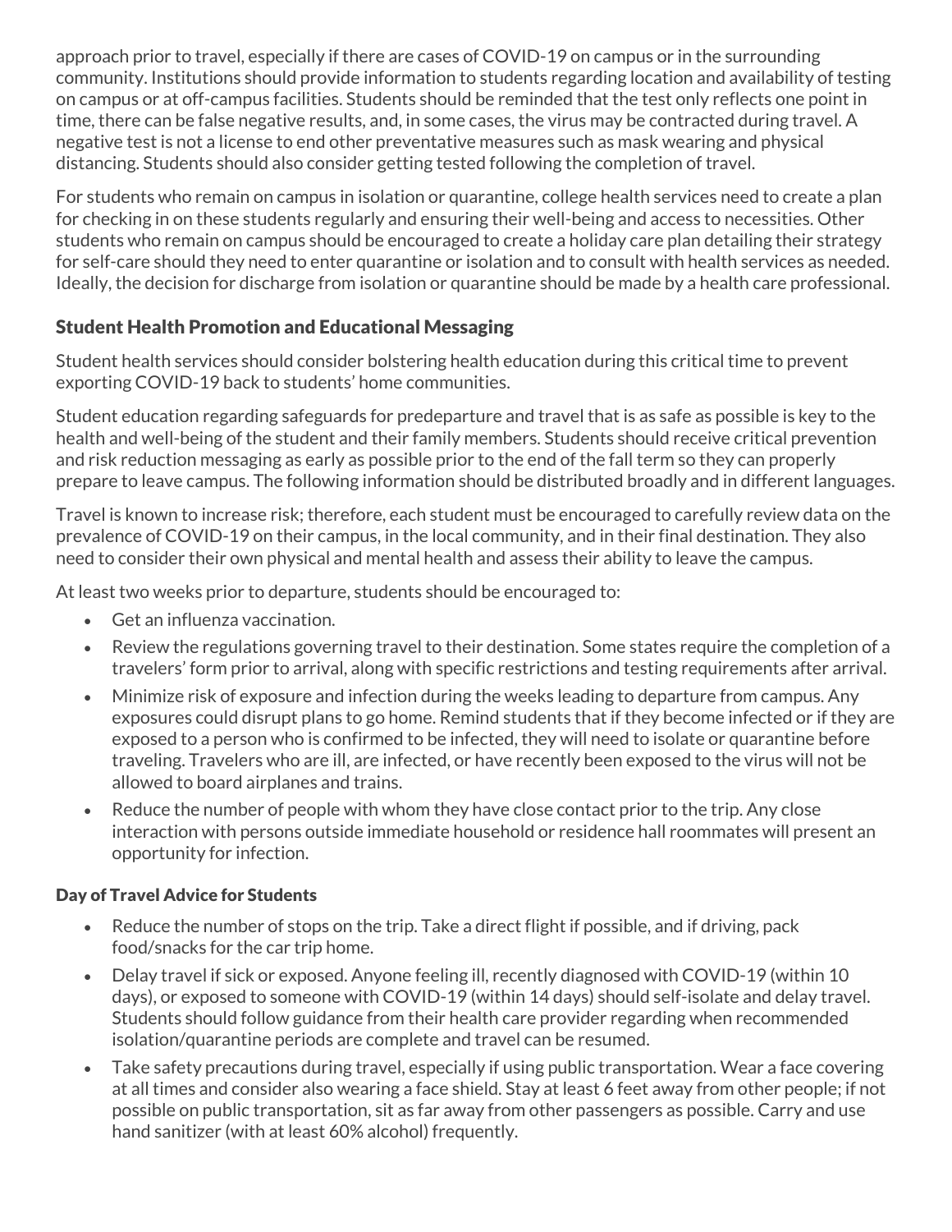approach prior to travel, especially if there are cases of COVID-19 on campus or in the surrounding community. Institutions should provide information to students regarding location and availability of testing on campus or at off-campus facilities. Students should be reminded that the test only reflects one point in time, there can be false negative results, and, in some cases, the virus may be contracted during travel. A negative test is not a license to end other preventative measures such as mask wearing and physical distancing. Students should also consider getting tested following the completion of travel.

For students who remain on campus in isolation or quarantine, college health services need to create a plan for checking in on these students regularly and ensuring their well-being and access to necessities. Other students who remain on campus should be encouraged to create a holiday care plan detailing their strategy for self-care should they need to enter quarantine or isolation and to consult with health services as needed. Ideally, the decision for discharge from isolation or quarantine should be made by a health care professional.

## Student Health Promotion and Educational Messaging

Student health services should consider bolstering health education during this critical time to prevent exporting COVID-19 back to students' home communities.

Student education regarding safeguards for predeparture and travel that is as safe as possible is key to the health and well-being of the student and their family members. Students should receive critical prevention and risk reduction messaging as early as possible prior to the end of the fall term so they can properly prepare to leave campus. The following information should be distributed broadly and in different languages.

Travel is known to increase risk; therefore, each student must be encouraged to carefully review data on the prevalence of COVID-19 on their campus, in the local community, and in their final destination. They also need to consider their own physical and mental health and assess their ability to leave the campus.

At least two weeks prior to departure, students should be encouraged to:

- Get an influenza vaccination.
- Review the regulations governing travel to their destination. Some states require the completion of a travelers' form prior to arrival, along with specific restrictions and testing requirements after arrival.
- Minimize risk of exposure and infection during the weeks leading to departure from campus. Any exposures could disrupt plans to go home. Remind students that if they become infected or if they are exposed to a person who is confirmed to be infected, they will need to isolate or quarantine before traveling. Travelers who are ill, are infected, or have recently been exposed to the virus will not be allowed to board airplanes and trains.
- Reduce the number of people with whom they have close contact prior to the trip. Any close interaction with persons outside immediate household or residence hall roommates will present an opportunity for infection.

### Day of Travel Advice for Students

- Reduce the number of stops on the trip. Take a direct flight if possible, and if driving, pack food/snacks for the car trip home.
- Delay travel if sick or exposed. Anyone feeling ill, recently diagnosed with COVID-19 (within 10 days), or exposed to someone with COVID-19 (within 14 days) should self-isolate and delay travel. Students should follow guidance from their health care provider regarding when recommended isolation/quarantine periods are complete and travel can be resumed.
- Take safety precautions during travel, especially if using public transportation. Wear a face covering at all times and consider also wearing a face shield. Stay at least 6 feet away from other people; if not possible on public transportation, sit as far away from other passengers as possible. Carry and use hand sanitizer (with at least 60% alcohol) frequently.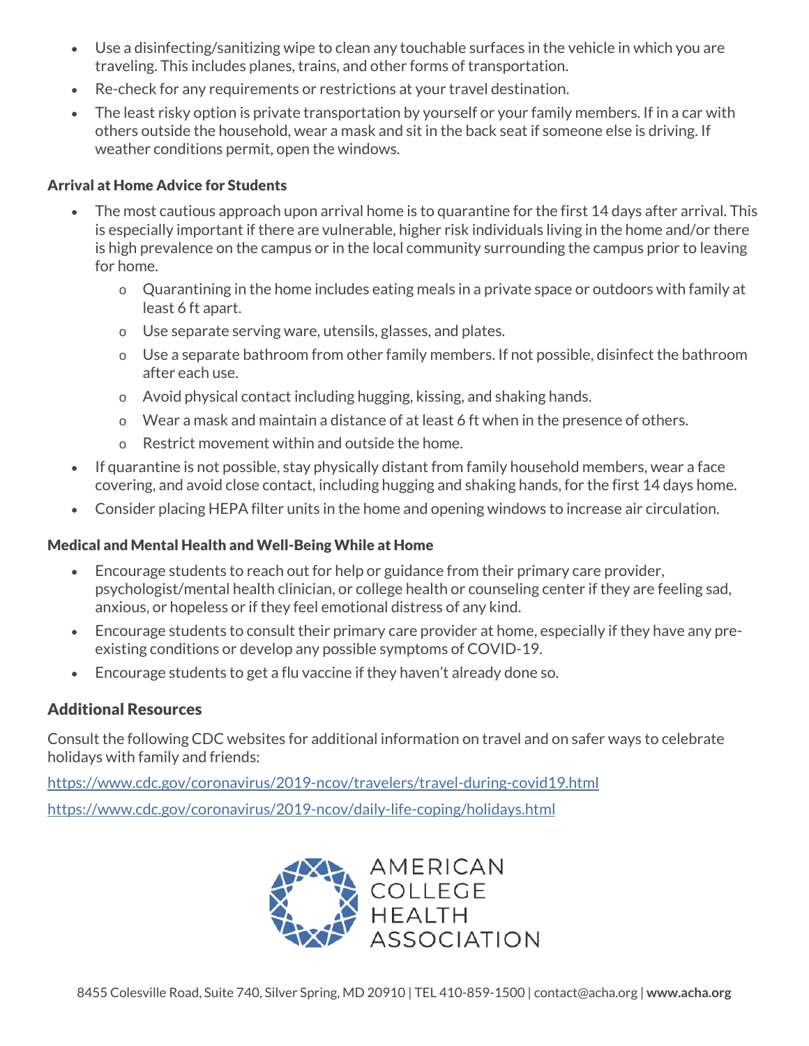- Use a disinfecting/sanitizing wipe to clean any touchable surfaces in the vehicle in which you are traveling. This includes planes, trains, and other forms of transportation.
- Re-check for any requirements or restrictions at your travel destination.
- The least risky option is private transportation by yourself or your family members. If in a car with others outside the household, wear a mask and sit in the back seat if someone else is driving. If weather conditions permit, open the windows.

**Arrival at Home Advice for Students**

- The most cautious approach upon arrival home is to quarantine for the first 14 days after arrival. This is especially important if there are vulnerable, higher risk individuals living in the home and/or there is high prevalence on the campus or in the local community surrounding the campus prior to leaving for home.
  - Quarantining in the home includes eating meals in a private space or outdoors with family at least 6 ft apart.
  - Use separate serving ware, utensils, glasses, and plates.
  - Use a separate bathroom from other family members. If not possible, disinfect the bathroom after each use.
  - Avoid physical contact including hugging, kissing, and shaking hands.
  - Wear a mask and maintain a distance of at least 6 ft when in the presence of others.
  - Restrict movement within and outside the home.
- If quarantine is not possible, stay physically distant from family household members, wear a face covering, and avoid close contact, including hugging and shaking hands, for the first 14 days home.
- Consider placing HEPA filter units in the home and opening windows to increase air circulation.

**Medical and Mental Health and Well-Being While at Home**

- Encourage students to reach out for help or guidance from their primary care provider, psychologist/mental health clinician, or college health or counseling center if they are feeling sad, anxious, or hopeless or if they feel emotional distress of any kind.
- Encourage students to consult their primary care provider at home, especially if they have any pre-existing conditions or develop any possible symptoms of COVID-19.
- Encourage students to get a flu vaccine if they haven't already done so.

## Additional Resources

Consult the following CDC websites for additional information on travel and on safer ways to celebrate holidays with family and friends:

https://www.cdc.gov/coronavirus/2019-ncov/travelers/travel-during-covid19.html

https://www.cdc.gov/coronavirus/2019-ncov/daily-life-coping/holidays.html

AMERICAN COLLEGE HEALTH ASSOCIATION

8455 Colesville Road, Suite 740, Silver Spring, MD 20910 | TEL 410-859-1500 | contact@acha.org | **www.acha.org**